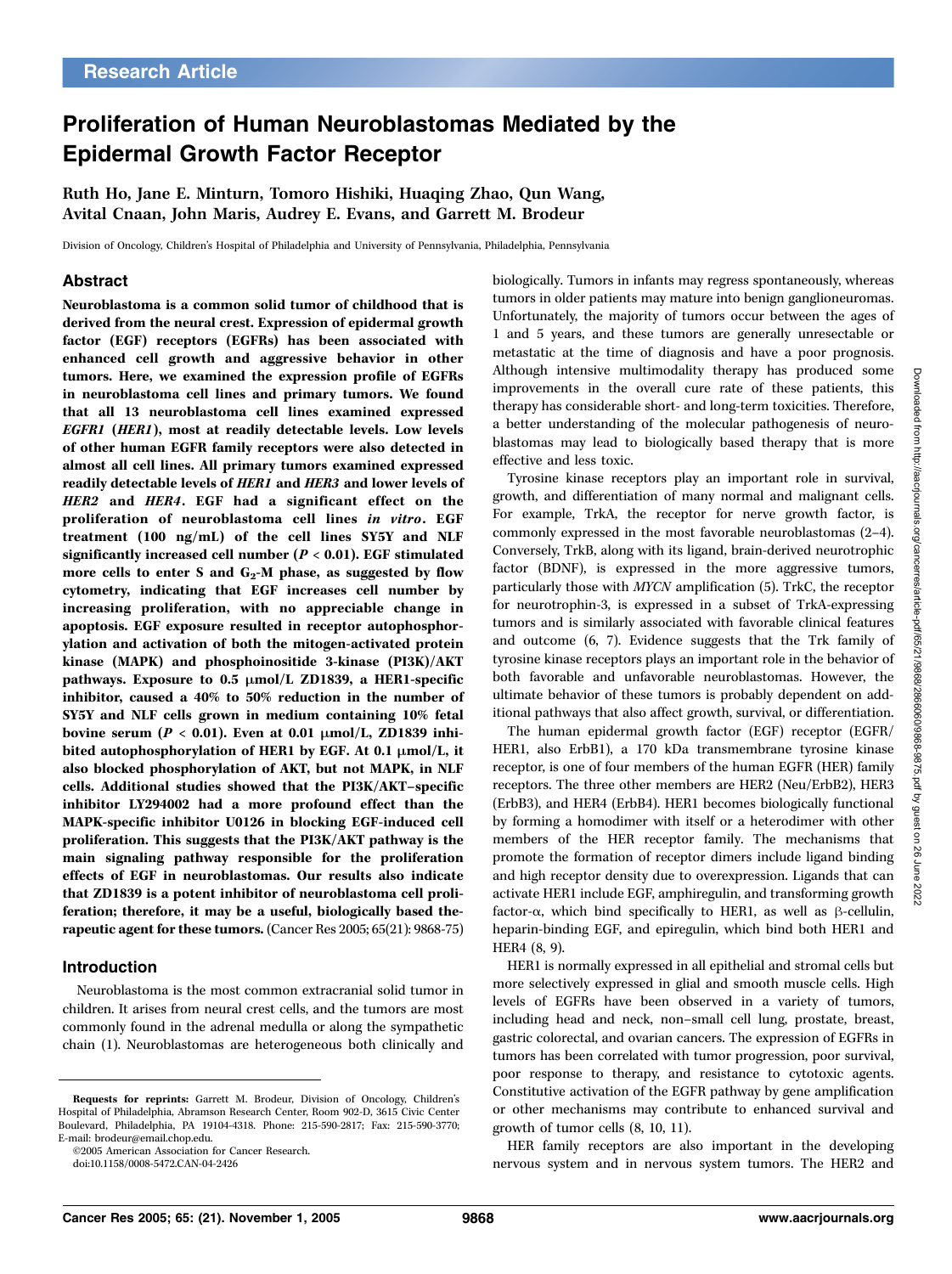Research Article

# Proliferation of Human Neuroblastomas Mediated by the Epidermal Growth Factor Receptor

Ruth Ho, Jane E. Minturn, Tomoro Hishiki, Huaqing Zhao, Qun Wang, Avital Cnaan, John Maris, Audrey E. Evans, and Garrett M. Brodeur

Division of Oncology, Children's Hospital of Philadelphia and University of Pennsylvania, Philadelphia, Pennsylvania

## Abstract

**Neuroblastoma is a common solid tumor of childhood that is derived from the neural crest. Expression of epidermal growth factor (EGF) receptors (EGFRs) has been associated with enhanced cell growth and aggressive behavior in other tumors. Here, we examined the expression profile of EGFRs in neuroblastoma cell lines and primary tumors. We found that all 13 neuroblastoma cell lines examined expressed *EGFR1* (*HER1*), most at readily detectable levels. Low levels of other human EGFR family receptors were also detected in almost all cell lines. All primary tumors examined expressed readily detectable levels of *HER1* and *HER3* and lower levels of *HER2* and *HER4*. EGF had a significant effect on the proliferation of neuroblastoma cell lines *in vitro*. EGF treatment (100 ng/mL) of the cell lines SY5Y and NLF significantly increased cell number ($P < 0.01$). EGF stimulated more cells to enter S and $G_2$-M phase, as suggested by flow cytometry, indicating that EGF increases cell number by increasing proliferation, with no appreciable change in apoptosis. EGF exposure resulted in receptor autophosphorylation and activation of both the mitogen-activated protein kinase (MAPK) and phosphoinositide 3-kinase (PI3K)/AKT pathways. Exposure to 0.5 μmol/L ZD1839, a HER1-specific inhibitor, caused a 40% to 50% reduction in the number of SY5Y and NLF cells grown in medium containing 10% fetal bovine serum ($P < 0.01$). Even at 0.01 μmol/L, ZD1839 inhibited autophosphorylation of HER1 by EGF. At 0.1 μmol/L, it also blocked phosphorylation of AKT, but not MAPK, in NLF cells. Additional studies showed that the PI3K/AKT–specific inhibitor LY294002 had a more profound effect than the MAPK-specific inhibitor U0126 in blocking EGF-induced cell proliferation. This suggests that the PI3K/AKT pathway is the main signaling pathway responsible for the proliferation effects of EGF in neuroblastomas. Our results also indicate that ZD1839 is a potent inhibitor of neuroblastoma cell proliferation; therefore, it may be a useful, biologically based therapeutic agent for these tumors.** (Cancer Res 2005; 65(21): 9868-75)

## Introduction

Neuroblastoma is the most common extracranial solid tumor in children. It arises from neural crest cells, and the tumors are most commonly found in the adrenal medulla or along the sympathetic chain (1). Neuroblastomas are heterogeneous both clinically and biologically. Tumors in infants may regress spontaneously, whereas tumors in older patients may mature into benign ganglioneuromas. Unfortunately, the majority of tumors occur between the ages of 1 and 5 years, and these tumors are generally unresectable or metastatic at the time of diagnosis and have a poor prognosis. Although intensive multimodality therapy has produced some improvements in the overall cure rate of these patients, this therapy has considerable short- and long-term toxicities. Therefore, a better understanding of the molecular pathogenesis of neuroblastomas may lead to biologically based therapy that is more effective and less toxic.

Tyrosine kinase receptors play an important role in survival, growth, and differentiation of many normal and malignant cells. For example, TrkA, the receptor for nerve growth factor, is commonly expressed in the most favorable neuroblastomas (2–4). Conversely, TrkB, along with its ligand, brain-derived neurotrophic factor (BDNF), is expressed in the more aggressive tumors, particularly those with *MYCN* amplification (5). TrkC, the receptor for neurotrophin-3, is expressed in a subset of TrkA-expressing tumors and is similarly associated with favorable clinical features and outcome (6, 7). Evidence suggests that the Trk family of tyrosine kinase receptors plays an important role in the behavior of both favorable and unfavorable neuroblastomas. However, the ultimate behavior of these tumors is probably dependent on additional pathways that also affect growth, survival, or differentiation.

The human epidermal growth factor (EGF) receptor (EGFR/HER1, also ErbB1), a 170 kDa transmembrane tyrosine kinase receptor, is one of four members of the human EGFR (HER) family receptors. The three other members are HER2 (Neu/ErbB2), HER3 (ErbB3), and HER4 (ErbB4). HER1 becomes biologically functional by forming a homodimer with itself or a heterodimer with other members of the HER receptor family. The mechanisms that promote the formation of receptor dimers include ligand binding and high receptor density due to overexpression. Ligands that can activate HER1 include EGF, amphiregulin, and transforming growth factor-α, which bind specifically to HER1, as well as β-cellulin, heparin-binding EGF, and epiregulin, which bind both HER1 and HER4 (8, 9).

HER1 is normally expressed in all epithelial and stromal cells but more selectively expressed in glial and smooth muscle cells. High levels of EGFRs have been observed in a variety of tumors, including head and neck, non–small cell lung, prostate, breast, gastric colorectal, and ovarian cancers. The expression of EGFRs in tumors has been correlated with tumor progression, poor survival, poor response to therapy, and resistance to cytotoxic agents. Constitutive activation of the EGFR pathway by gene amplification or other mechanisms may contribute to enhanced survival and growth of tumor cells (8, 10, 11).

HER family receptors are also important in the developing nervous system and in nervous system tumors. The HER2 and

**Requests for reprints:** Garrett M. Brodeur, Division of Oncology, Children's Hospital of Philadelphia, Abramson Research Center, Room 902-D, 3615 Civic Center Boulevard, Philadelphia, PA 19104-4318. Phone: 215-590-2817; Fax: 215-590-3770; E-mail: brodeur@email.chop.edu.

©2005 American Association for Cancer Research.

doi:10.1158/0008-5472.CAN-04-2426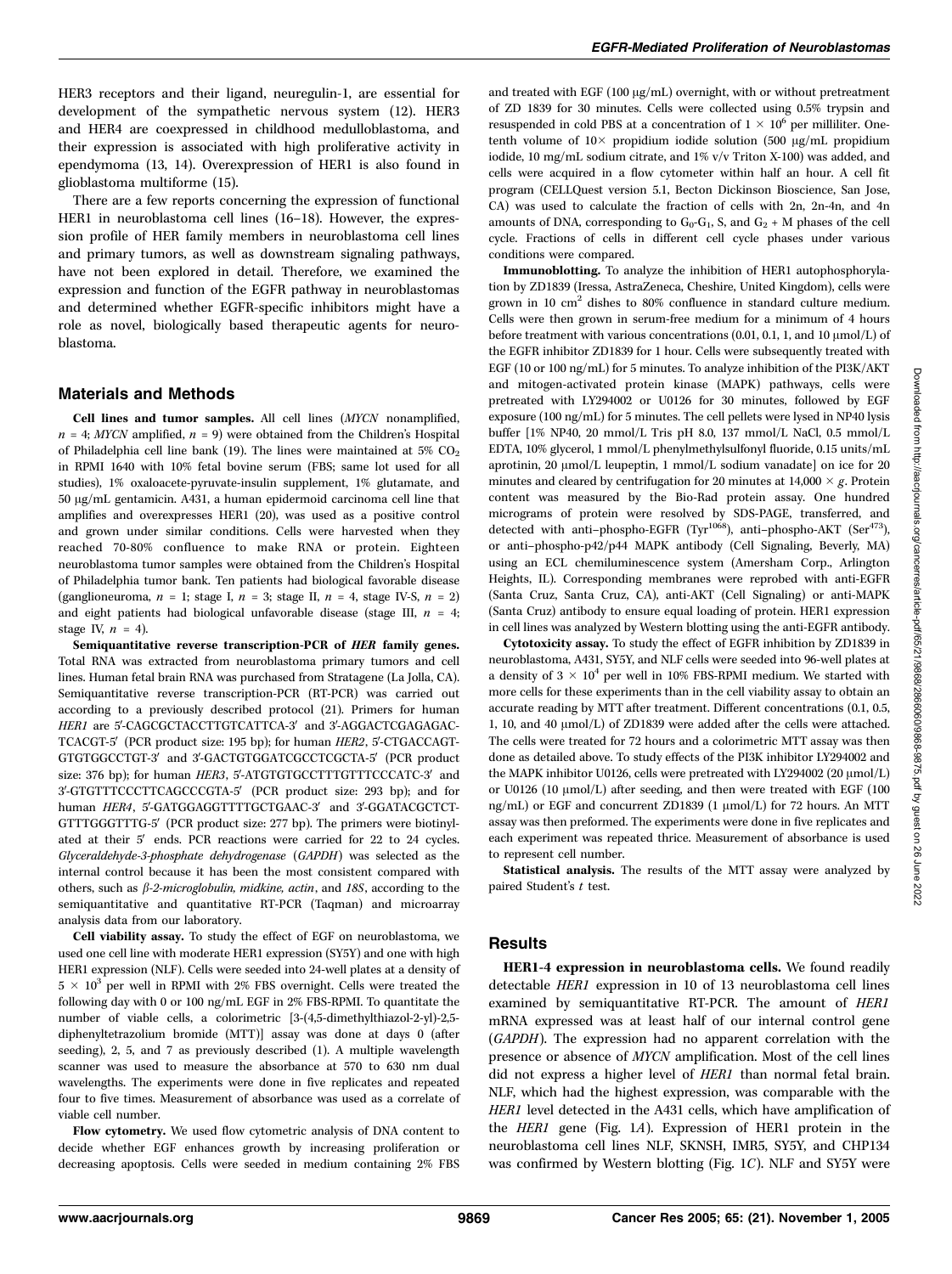HER3 receptors and their ligand, neuregulin-1, are essential for development of the sympathetic nervous system (12). HER3 and HER4 are coexpressed in childhood medulloblastoma, and their expression is associated with high proliferative activity in ependymoma (13, 14). Overexpression of HER1 is also found in glioblastoma multiforme (15).

There are a few reports concerning the expression of functional HER1 in neuroblastoma cell lines (16–18). However, the expression profile of HER family members in neuroblastoma cell lines and primary tumors, as well as downstream signaling pathways, have not been explored in detail. Therefore, we examined the expression and function of the EGFR pathway in neuroblastomas and determined whether EGFR-specific inhibitors might have a role as novel, biologically based therapeutic agents for neuroblastoma.

## Materials and Methods

**Cell lines and tumor samples.** All cell lines (*MYCN* nonamplified, $n = 4$; *MYCN* amplified, $n = 9$) were obtained from the Children's Hospital of Philadelphia cell line bank (19). The lines were maintained at 5% $CO_2$ in RPMI 1640 with 10% fetal bovine serum (FBS; same lot used for all studies), 1% oxaloacete-pyruvate-insulin supplement, 1% glutamate, and 50 μg/mL gentamicin. A431, a human epidermoid carcinoma cell line that amplifies and overexpresses HER1 (20), was used as a positive control and grown under similar conditions. Cells were harvested when they reached 70-80% confluence to make RNA or protein. Eighteen neuroblastoma tumor samples were obtained from the Children's Hospital of Philadelphia tumor bank. Ten patients had biological favorable disease (ganglioneuroma, $n = 1$; stage I, $n = 3$; stage II, $n = 4$, stage IV-S, $n = 2$) and eight patients had biological unfavorable disease (stage III, $n = 4$; stage IV, $n = 4$).

**Semiquantitative reverse transcription-PCR of *HER* family genes.** Total RNA was extracted from neuroblastoma primary tumors and cell lines. Human fetal brain RNA was purchased from Stratagene (La Jolla, CA). Semiquantitative reverse transcription-PCR (RT-PCR) was carried out according to a previously described protocol (21). Primers for human *HER1* are 5′-CAGCGCTACCTTGTCATTCA-3′ and 3′-AGGACTCGAGAGACTCACGT-5′ (PCR product size: 195 bp); for human *HER2*, 5′-CTGACCAGTGTGTGGCCTGT-3′ and 3′-GACTGTGGATCGCCTCGCTA-5′ (PCR product size: 376 bp); for human *HER3*, 5′-ATGTGTGCCTTTGTTTCCCATC-3′ and 3′-GTGTTTCCCTTCAGCCCGTA-5′ (PCR product size: 293 bp); and for human *HER4*, 5′-GATGGAGGTTTTGCTGAAC-3′ and 3′-GGATACGCTCTGTTTGGGTTTG-5′ (PCR product size: 277 bp). The primers were biotinylated at their 5′ ends. PCR reactions were carried for 22 to 24 cycles. *Glyceraldehyde-3-phosphate dehydrogenase* (*GAPDH*) was selected as the internal control because it has been the most consistent compared with others, such as *β-2-microglobulin, midkine, actin*, and *18S*, according to the semiquantitative and quantitative RT-PCR (Taqman) and microarray analysis data from our laboratory.

**Cell viability assay.** To study the effect of EGF on neuroblastoma, we used one cell line with moderate HER1 expression (SY5Y) and one with high HER1 expression (NLF). Cells were seeded into 24-well plates at a density of $5 \times 10^3$ per well in RPMI with 2% FBS overnight. Cells were treated the following day with 0 or 100 ng/mL EGF in 2% FBS-RPMI. To quantitate the number of viable cells, a colorimetric [3-(4,5-dimethylthiazol-2-yl)-2,5-diphenyltetrazolium bromide (MTT)] assay was done at days 0 (after seeding), 2, 5, and 7 as previously described (1). A multiple wavelength scanner was used to measure the absorbance at 570 to 630 nm dual wavelengths. The experiments were done in five replicates and repeated four to five times. Measurement of absorbance was used as a correlate of viable cell number.

**Flow cytometry.** We used flow cytometric analysis of DNA content to decide whether EGF enhances growth by increasing proliferation or decreasing apoptosis. Cells were seeded in medium containing 2% FBS and treated with EGF (100 μg/mL) overnight, with or without pretreatment of ZD 1839 for 30 minutes. Cells were collected using 0.5% trypsin and resuspended in cold PBS at a concentration of $1 \times 10^6$ per milliliter. One-tenth volume of 10× propidium iodide solution (500 μg/mL propidium iodide, 10 mg/mL sodium citrate, and 1% v/v Triton X-100) was added, and cells were acquired in a flow cytometer within half an hour. A cell fit program (CELLQuest version 5.1, Becton Dickinson Bioscience, San Jose, CA) was used to calculate the fraction of cells with 2n, 2n-4n, and 4n amounts of DNA, corresponding to $G_0$-$G_1$, S, and $G_2$ + M phases of the cell cycle. Fractions of cells in different cell cycle phases under various conditions were compared.

**Immunoblotting.** To analyze the inhibition of HER1 autophosphorylation by ZD1839 (Iressa, AstraZeneca, Cheshire, United Kingdom), cells were grown in 10 $cm^2$ dishes to 80% confluence in standard culture medium. Cells were then grown in serum-free medium for a minimum of 4 hours before treatment with various concentrations (0.01, 0.1, 1, and 10 μmol/L) of the EGFR inhibitor ZD1839 for 1 hour. Cells were subsequently treated with EGF (10 or 100 ng/mL) for 5 minutes. To analyze inhibition of the PI3K/AKT and mitogen-activated protein kinase (MAPK) pathways, cells were pretreated with LY294002 or U0126 for 30 minutes, followed by EGF exposure (100 ng/mL) for 5 minutes. The cell pellets were lysed in NP40 lysis buffer [1% NP40, 20 mmol/L Tris pH 8.0, 137 mmol/L NaCl, 0.5 mmol/L EDTA, 10% glycerol, 1 mmol/L phenylmethylsulfonyl fluoride, 0.15 units/mL aprotinin, 20 μmol/L leupeptin, 1 mmol/L sodium vanadate] on ice for 20 minutes and cleared by centrifugation for 20 minutes at 14,000 × *g*. Protein content was measured by the Bio-Rad protein assay. One hundred micrograms of protein were resolved by SDS-PAGE, transferred, and detected with anti–phospho-EGFR (Tyr[1068]), anti–phospho-AKT (Ser[473]), or anti–phospho-p42/p44 MAPK antibody (Cell Signaling, Beverly, MA) using an ECL chemiluminescence system (Amersham Corp., Arlington Heights, IL). Corresponding membranes were reprobed with anti-EGFR (Santa Cruz, Santa Cruz, CA), anti-AKT (Cell Signaling) or anti-MAPK (Santa Cruz) antibody to ensure equal loading of protein. HER1 expression in cell lines was analyzed by Western blotting using the anti-EGFR antibody.

**Cytotoxicity assay.** To study the effect of EGFR inhibition by ZD1839 in neuroblastoma, A431, SY5Y, and NLF cells were seeded into 96-well plates at a density of $3 \times 10^4$ per well in 10% FBS-RPMI medium. We started with more cells for these experiments than in the cell viability assay to obtain an accurate reading by MTT after treatment. Different concentrations (0.1, 0.5, 1, 10, and 40 μmol/L) of ZD1839 were added after the cells were attached. The cells were treated for 72 hours and a colorimetric MTT assay was then done as detailed above. To study effects of the PI3K inhibitor LY294002 and the MAPK inhibitor U0126, cells were pretreated with LY294002 (20 μmol/L) or U0126 (10 μmol/L) after seeding, and then were treated with EGF (100 ng/mL) or EGF and concurrent ZD1839 (1 μmol/L) for 72 hours. An MTT assay was then preformed. The experiments were done in five replicates and each experiment was repeated thrice. Measurement of absorbance is used to represent cell number.

**Statistical analysis.** The results of the MTT assay were analyzed by paired Student's *t* test.

## Results

**HER1-4 expression in neuroblastoma cells.** We found readily detectable *HER1* expression in 10 of 13 neuroblastoma cell lines examined by semiquantitative RT-PCR. The amount of *HER1* mRNA expressed was at least half of our internal control gene (*GAPDH*). The expression had no apparent correlation with the presence or absence of *MYCN* amplification. Most of the cell lines did not express a higher level of *HER1* than normal fetal brain. NLF, which had the highest expression, was comparable with the *HER1* level detected in the A431 cells, which have amplification of the *HER1* gene (Fig. 1*A*). Expression of HER1 protein in the neuroblastoma cell lines NLF, SKNSH, IMR5, SY5Y, and CHP134 was confirmed by Western blotting (Fig. 1*C*). NLF and SY5Y were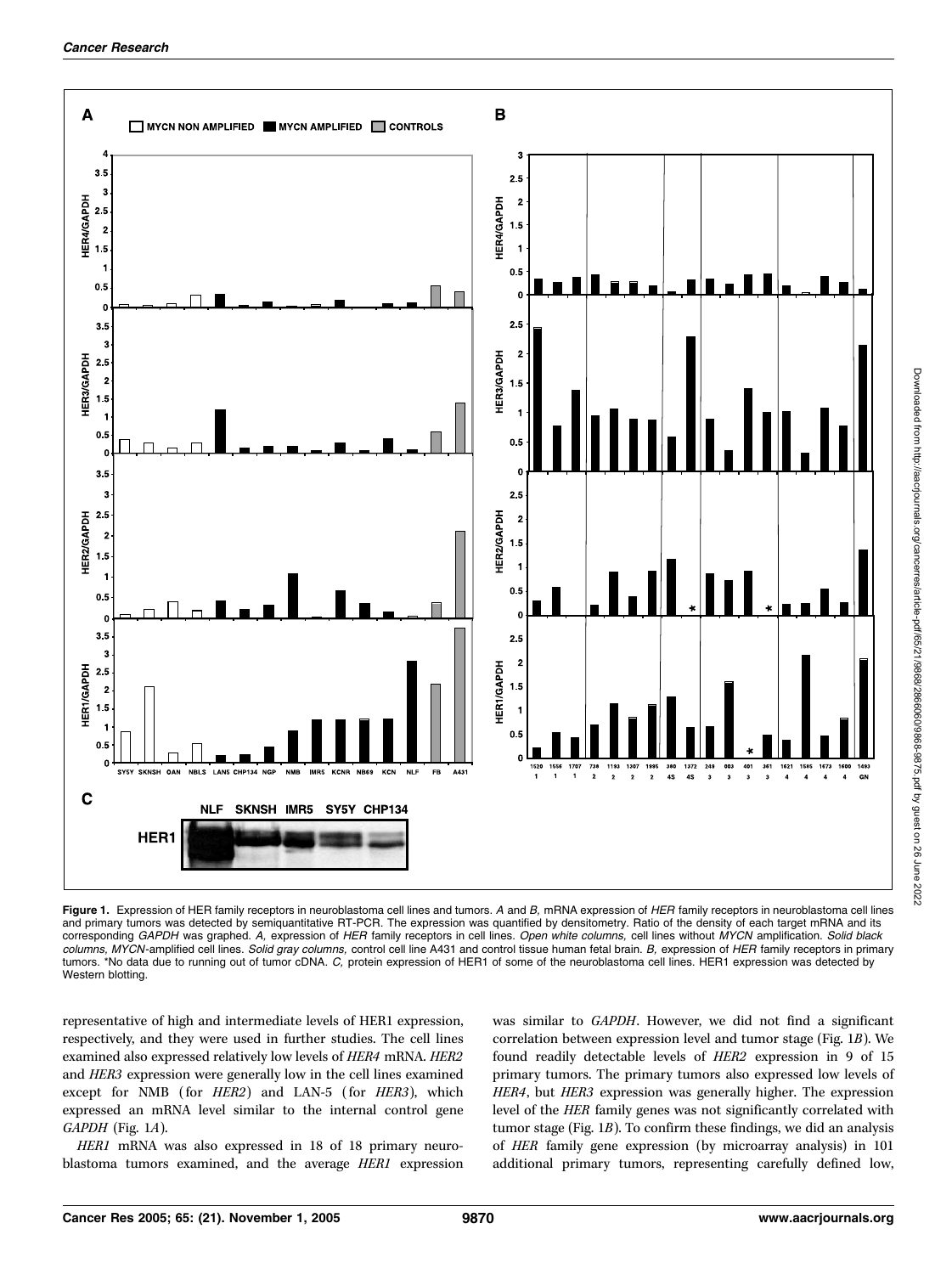**Figure 1.** Expression of HER family receptors in neuroblastoma cell lines and tumors. *A* and *B,* mRNA expression of *HER* family receptors in neuroblastoma cell lines and primary tumors was detected by semiquantitative RT-PCR. The expression was quantified by densitometry. Ratio of the density of each target mRNA and its corresponding *GAPDH* was graphed. *A,* expression of *HER* family receptors in cell lines. *Open white columns,* cell lines without *MYCN* amplification. *Solid black columns, MYCN*-amplified cell lines. *Solid gray columns,* control cell line A431 and control tissue human fetal brain. *B,* expression of *HER* family receptors in primary tumors. *No data due to running out of tumor cDNA. *C,* protein expression of HER1 of some of the neuroblastoma cell lines. HER1 expression was detected by Western blotting.

representative of high and intermediate levels of HER1 expression, respectively, and they were used in further studies. The cell lines examined also expressed relatively low levels of *HER4* mRNA. *HER2* and *HER3* expression were generally low in the cell lines examined except for NMB (for *HER2*) and LAN-5 (for *HER3*), which expressed an mRNA level similar to the internal control gene *GAPDH* (Fig. 1*A*).

*HER1* mRNA was also expressed in 18 of 18 primary neuroblastoma tumors examined, and the average *HER1* expression was similar to *GAPDH*. However, we did not find a significant correlation between expression level and tumor stage (Fig. 1*B*). We found readily detectable levels of *HER2* expression in 9 of 15 primary tumors. The primary tumors also expressed low levels of *HER4*, but *HER3* expression was generally higher. The expression level of the *HER* family genes was not significantly correlated with tumor stage (Fig. 1*B*). To confirm these findings, we did an analysis of *HER* family gene expression (by microarray analysis) in 101 additional primary tumors, representing carefully defined low,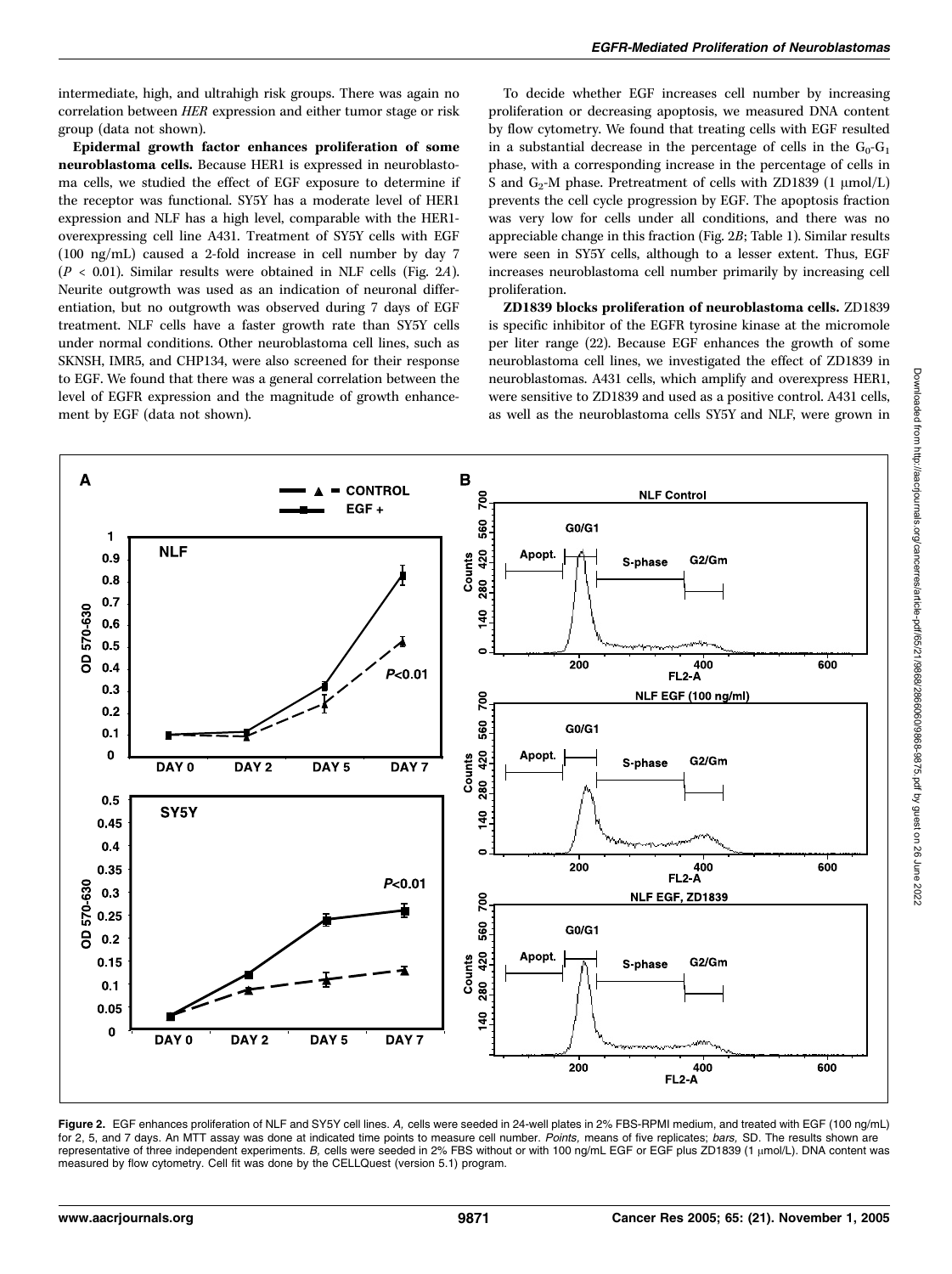intermediate, high, and ultrahigh risk groups. There was again no correlation between *HER* expression and either tumor stage or risk group (data not shown).

**Epidermal growth factor enhances proliferation of some neuroblastoma cells.** Because HER1 is expressed in neuroblastoma cells, we studied the effect of EGF exposure to determine if the receptor was functional. SY5Y has a moderate level of HER1 expression and NLF has a high level, comparable with the HER1-overexpressing cell line A431. Treatment of SY5Y cells with EGF (100 ng/mL) caused a 2-fold increase in cell number by day 7 ($P < 0.01$). Similar results were obtained in NLF cells (Fig. 2*A*). Neurite outgrowth was used as an indication of neuronal differentiation, but no outgrowth was observed during 7 days of EGF treatment. NLF cells have a faster growth rate than SY5Y cells under normal conditions. Other neuroblastoma cell lines, such as SKNSH, IMR5, and CHP134, were also screened for their response to EGF. We found that there was a general correlation between the level of EGFR expression and the magnitude of growth enhancement by EGF (data not shown).

To decide whether EGF increases cell number by increasing proliferation or decreasing apoptosis, we measured DNA content by flow cytometry. We found that treating cells with EGF resulted in a substantial decrease in the percentage of cells in the $G_0$-$G_1$ phase, with a corresponding increase in the percentage of cells in S and $G_2$-M phase. Pretreatment of cells with ZD1839 (1 μmol/L) prevents the cell cycle progression by EGF. The apoptosis fraction was very low for cells under all conditions, and there was no appreciable change in this fraction (Fig. 2*B*; Table 1). Similar results were seen in SY5Y cells, although to a lesser extent. Thus, EGF increases neuroblastoma cell number primarily by increasing cell proliferation.

**ZD1839 blocks proliferation of neuroblastoma cells.** ZD1839 is specific inhibitor of the EGFR tyrosine kinase at the micromole per liter range (22). Because EGF enhances the growth of some neuroblastoma cell lines, we investigated the effect of ZD1839 in neuroblastomas. A431 cells, which amplify and overexpress HER1, were sensitive to ZD1839 and used as a positive control. A431 cells, as well as the neuroblastoma cells SY5Y and NLF, were grown in

**Figure 2.** EGF enhances proliferation of NLF and SY5Y cell lines. *A,* cells were seeded in 24-well plates in 2% FBS-RPMI medium, and treated with EGF (100 ng/mL) for 2, 5, and 7 days. An MTT assay was done at indicated time points to measure cell number. *Points,* means of five replicates; *bars,* SD. The results shown are representative of three independent experiments. *B,* cells were seeded in 2% FBS without or with 100 ng/mL EGF or EGF plus ZD1839 (1 μmol/L). DNA content was measured by flow cytometry. Cell fit was done by the CELLQuest (version 5.1) program.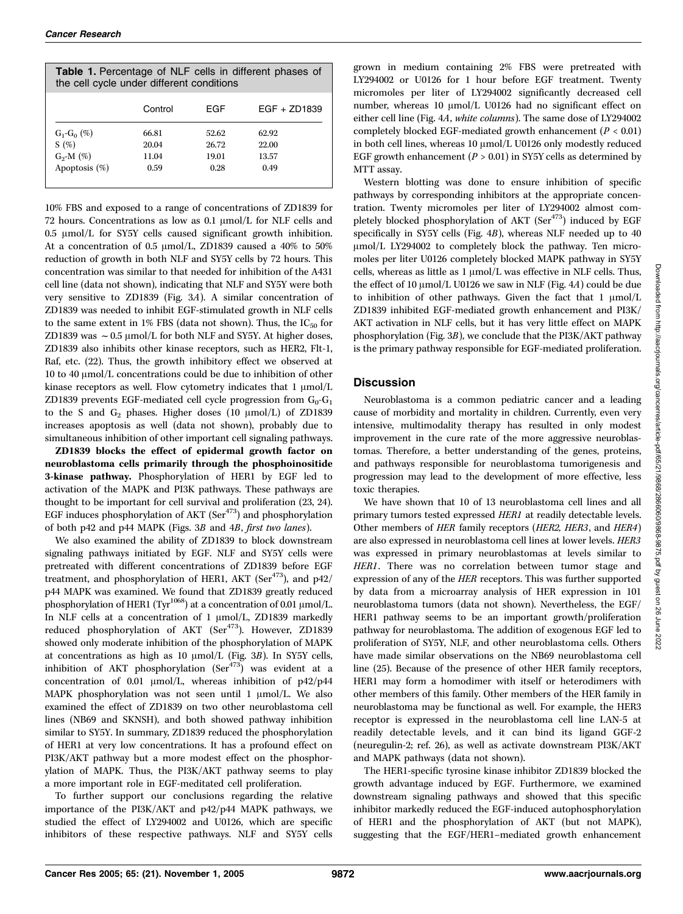**Table 1.** Percentage of NLF cells in different phases of the cell cycle under different conditions

| | Control | EGF | EGF + ZD1839 |
|---|---|---|---|
| $G_1$-$G_0$ (%) | 66.81 | 52.62 | 62.92 |
| S (%) | 20.04 | 26.72 | 22.00 |
| $G_2$-M (%) | 11.04 | 19.01 | 13.57 |
| Apoptosis (%) | 0.59 | 0.28 | 0.49 |

10% FBS and exposed to a range of concentrations of ZD1839 for 72 hours. Concentrations as low as 0.1 μmol/L for NLF cells and 0.5 μmol/L for SY5Y cells caused significant growth inhibition. At a concentration of 0.5 μmol/L, ZD1839 caused a 40% to 50% reduction of growth in both NLF and SY5Y cells by 72 hours. This concentration was similar to that needed for inhibition of the A431 cell line (data not shown), indicating that NLF and SY5Y were both very sensitive to ZD1839 (Fig. 3*A*). A similar concentration of ZD1839 was needed to inhibit EGF-stimulated growth in NLF cells to the same extent in 1% FBS (data not shown). Thus, the $IC_{50}$ for ZD1839 was ~0.5 μmol/L for both NLF and SY5Y. At higher doses, ZD1839 also inhibits other kinase receptors, such as HER2, Flt-1, Raf, etc. (22). Thus, the growth inhibitory effect we observed at 10 to 40 μmol/L concentrations could be due to inhibition of other kinase receptors as well. Flow cytometry indicates that 1 μmol/L ZD1839 prevents EGF-mediated cell cycle progression from $G_0$-$G_1$ to the S and $G_2$ phases. Higher doses (10 μmol/L) of ZD1839 increases apoptosis as well (data not shown), probably due to simultaneous inhibition of other important cell signaling pathways.

**ZD1839 blocks the effect of epidermal growth factor on neuroblastoma cells primarily through the phosphoinositide 3-kinase pathway.** Phosphorylation of HER1 by EGF led to activation of the MAPK and PI3K pathways. These pathways are thought to be important for cell survival and proliferation (23, 24). EGF induces phosphorylation of AKT ($Ser^{473}$) and phosphorylation of both p42 and p44 MAPK (Figs. 3*B* and 4*B*, *first two lanes*).

We also examined the ability of ZD1839 to block downstream signaling pathways initiated by EGF. NLF and SY5Y cells were pretreated with different concentrations of ZD1839 before EGF treatment, and phosphorylation of HER1, AKT ($Ser^{473}$), and p42/p44 MAPK was examined. We found that ZD1839 greatly reduced phosphorylation of HER1 ($Tyr^{1068}$) at a concentration of 0.01 μmol/L. In NLF cells at a concentration of 1 μmol/L, ZD1839 markedly reduced phosphorylation of AKT ($Ser^{473}$). However, ZD1839 showed only moderate inhibition of the phosphorylation of MAPK at concentrations as high as 10 μmol/L (Fig. 3*B*). In SY5Y cells, inhibition of AKT phosphorylation ($Ser^{473}$) was evident at a concentration of 0.01 μmol/L, whereas inhibition of p42/p44 MAPK phosphorylation was not seen until 1 μmol/L. We also examined the effect of ZD1839 on two other neuroblastoma cell lines (NB69 and SKNSH), and both showed pathway inhibition similar to SY5Y. In summary, ZD1839 reduced the phosphorylation of HER1 at very low concentrations. It has a profound effect on PI3K/AKT pathway but a more modest effect on the phosphorylation of MAPK. Thus, the PI3K/AKT pathway seems to play a more important role in EGF-meditated cell proliferation.

To further support our conclusions regarding the relative importance of the PI3K/AKT and p42/p44 MAPK pathways, we studied the effect of LY294002 and U0126, which are specific inhibitors of these respective pathways. NLF and SY5Y cells grown in medium containing 2% FBS were pretreated with LY294002 or U0126 for 1 hour before EGF treatment. Twenty micromoles per liter of LY294002 significantly decreased cell number, whereas 10 μmol/L U0126 had no significant effect on either cell line (Fig. 4*A*, *white columns*). The same dose of LY294002 completely blocked EGF-mediated growth enhancement ($P < 0.01$) in both cell lines, whereas 10 μmol/L U0126 only modestly reduced EGF growth enhancement ($P > 0.01$) in SY5Y cells as determined by MTT assay.

Western blotting was done to ensure inhibition of specific pathways by corresponding inhibitors at the appropriate concentration. Twenty micromoles per liter of LY294002 almost completely blocked phosphorylation of AKT ($Ser^{473}$) induced by EGF specifically in SY5Y cells (Fig. 4*B*), whereas NLF needed up to 40 μmol/L LY294002 to completely block the pathway. Ten micromoles per liter U0126 completely blocked MAPK pathway in SY5Y cells, whereas as little as 1 μmol/L was effective in NLF cells. Thus, the effect of 10 μmol/L U0126 we saw in NLF (Fig. 4*A*) could be due to inhibition of other pathways. Given the fact that 1 μmol/L ZD1839 inhibited EGF-mediated growth enhancement and PI3K/AKT activation in NLF cells, but it has very little effect on MAPK phosphorylation (Fig. 3*B*), we conclude that the PI3K/AKT pathway is the primary pathway responsible for EGF-mediated proliferation.

## Discussion

Neuroblastoma is a common pediatric cancer and a leading cause of morbidity and mortality in children. Currently, even very intensive, multimodality therapy has resulted in only modest improvement in the cure rate of the more aggressive neuroblastomas. Therefore, a better understanding of the genes, proteins, and pathways responsible for neuroblastoma tumorigenesis and progression may lead to the development of more effective, less toxic therapies.

We have shown that 10 of 13 neuroblastoma cell lines and all primary tumors tested expressed *HER1* at readily detectable levels. Other members of *HER* family receptors (*HER2, HER3*, and *HER4*) are also expressed in neuroblastoma cell lines at lower levels. *HER3* was expressed in primary neuroblastomas at levels similar to *HER1*. There was no correlation between tumor stage and expression of any of the *HER* receptors. This was further supported by data from a microarray analysis of HER expression in 101 neuroblastoma tumors (data not shown). Nevertheless, the EGF/HER1 pathway seems to be an important growth/proliferation pathway for neuroblastoma. The addition of exogenous EGF led to proliferation of SY5Y, NLF, and other neuroblastoma cells. Others have made similar observations on the NB69 neuroblastoma cell line (25). Because of the presence of other HER family receptors, HER1 may form a homodimer with itself or heterodimers with other members of this family. Other members of the HER family in neuroblastoma may be functional as well. For example, the HER3 receptor is expressed in the neuroblastoma cell line LAN-5 at readily detectable levels, and it can bind its ligand GGF-2 (neuregulin-2; ref. 26), as well as activate downstream PI3K/AKT and MAPK pathways (data not shown).

The HER1-specific tyrosine kinase inhibitor ZD1839 blocked the growth advantage induced by EGF. Furthermore, we examined downstream signaling pathways and showed that this specific inhibitor markedly reduced the EGF-induced autophosphorylation of HER1 and the phosphorylation of AKT (but not MAPK), suggesting that the EGF/HER1–mediated growth enhancement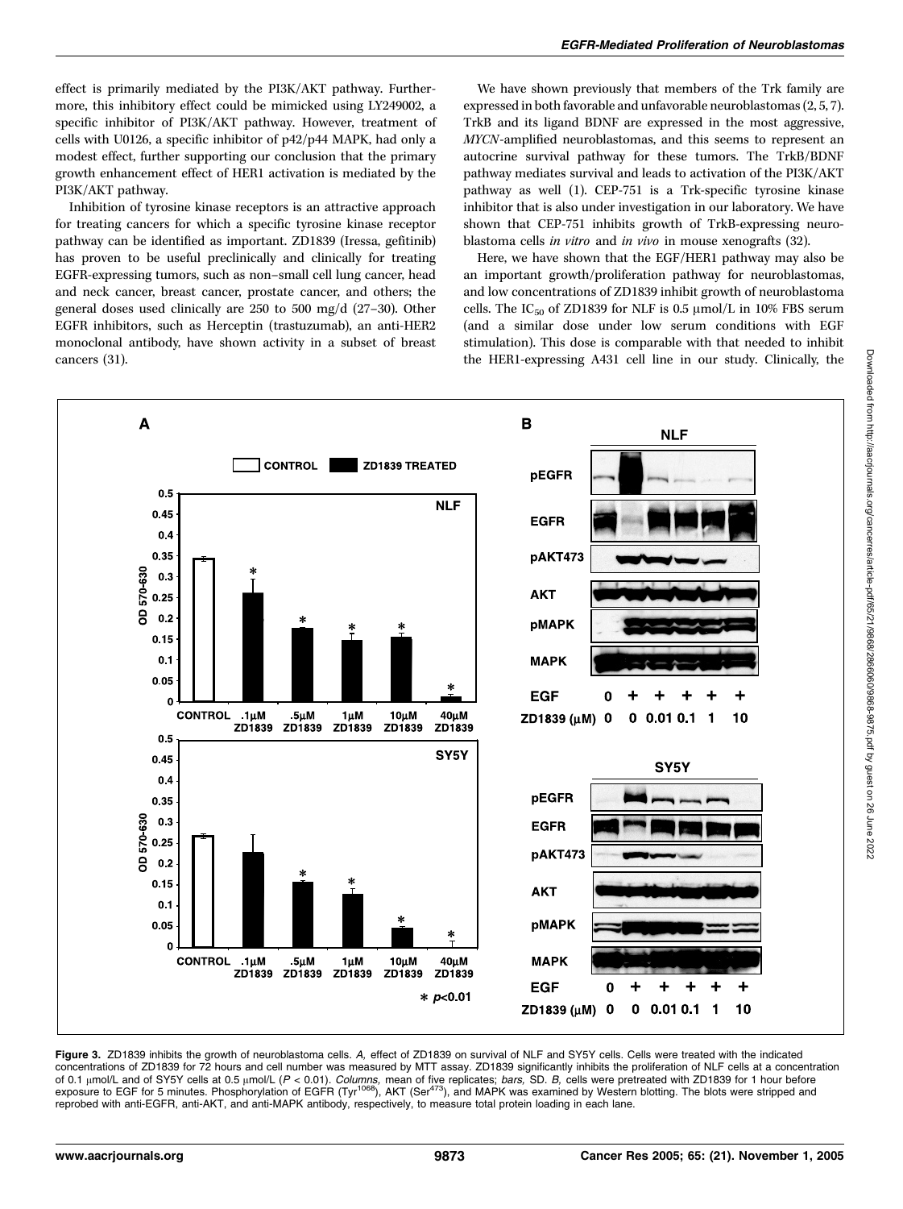effect is primarily mediated by the PI3K/AKT pathway. Furthermore, this inhibitory effect could be mimicked using LY249002, a specific inhibitor of PI3K/AKT pathway. However, treatment of cells with U0126, a specific inhibitor of p42/p44 MAPK, had only a modest effect, further supporting our conclusion that the primary growth enhancement effect of HER1 activation is mediated by the PI3K/AKT pathway.

Inhibition of tyrosine kinase receptors is an attractive approach for treating cancers for which a specific tyrosine kinase receptor pathway can be identified as important. ZD1839 (Iressa, gefitinib) has proven to be useful preclinically and clinically for treating EGFR-expressing tumors, such as non–small cell lung cancer, head and neck cancer, breast cancer, prostate cancer, and others; the general doses used clinically are 250 to 500 mg/d (27–30). Other EGFR inhibitors, such as Herceptin (trastuzumab), an anti-HER2 monoclonal antibody, have shown activity in a subset of breast cancers (31).

We have shown previously that members of the Trk family are expressed in both favorable and unfavorable neuroblastomas (2, 5, 7). TrkB and its ligand BDNF are expressed in the most aggressive, *MYCN*-amplified neuroblastomas, and this seems to represent an autocrine survival pathway for these tumors. The TrkB/BDNF pathway mediates survival and leads to activation of the PI3K/AKT pathway as well (1). CEP-751 is a Trk-specific tyrosine kinase inhibitor that is also under investigation in our laboratory. We have shown that CEP-751 inhibits growth of TrkB-expressing neuroblastoma cells *in vitro* and *in vivo* in mouse xenografts (32).

Here, we have shown that the EGF/HER1 pathway may also be an important growth/proliferation pathway for neuroblastomas, and low concentrations of ZD1839 inhibit growth of neuroblastoma cells. The $IC_{50}$ of ZD1839 for NLF is 0.5 μmol/L in 10% FBS serum (and a similar dose under low serum conditions with EGF stimulation). This dose is comparable with that needed to inhibit the HER1-expressing A431 cell line in our study. Clinically, the

**Figure 3.** ZD1839 inhibits the growth of neuroblastoma cells. *A,* effect of ZD1839 on survival of NLF and SY5Y cells. Cells were treated with the indicated concentrations of ZD1839 for 72 hours and cell number was measured by MTT assay. ZD1839 significantly inhibits the proliferation of NLF cells at a concentration of 0.1 μmol/L and of SY5Y cells at 0.5 μmol/L ($P < 0.01$). *Columns,* mean of five replicates; *bars,* SD. *B,* cells were pretreated with ZD1839 for 1 hour before exposure to EGF for 5 minutes. Phosphorylation of EGFR (Tyr[1068]), AKT (Ser[473]), and MAPK was examined by Western blotting. The blots were stripped and reprobed with anti-EGFR, anti-AKT, and anti-MAPK antibody, respectively, to measure total protein loading in each lane.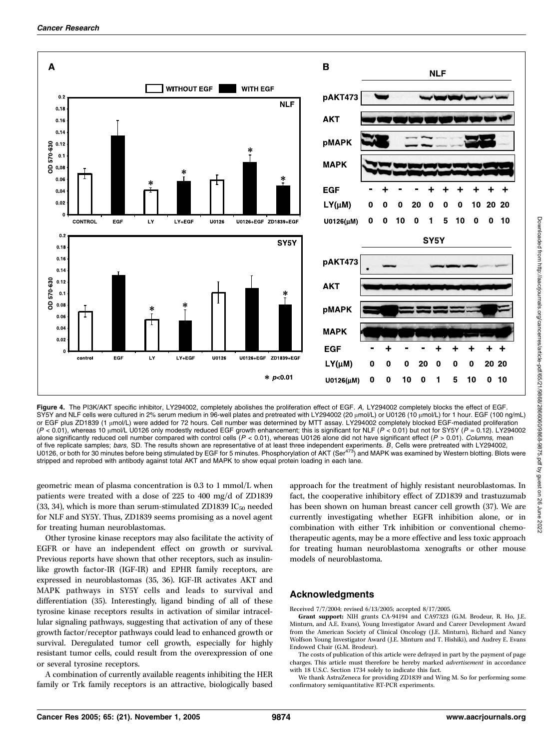**Figure 4.** The PI3K/AKT specific inhibitor, LY294002, completely abolishes the proliferation effect of EGF. *A,* LY294002 completely blocks the effect of EGF. SY5Y and NLF cells were cultured in 2% serum medium in 96-well plates and pretreated with LY294002 (20 μmol/L) or U0126 (10 μmol/L) for 1 hour. EGF (100 ng/mL) or EGF plus ZD1839 (1 μmol/L) were added for 72 hours. Cell number was determined by MTT assay. LY294002 completely blocked EGF-mediated proliferation ($P < 0.01$), whereas 10 μmol/L U0126 only modestly reduced EGF growth enhancement; this is significant for NLF ($P < 0.01$) but not for SY5Y ($P = 0.12$). LY294002 alone significantly reduced cell number compared with control cells ($P < 0.01$), whereas U0126 alone did not have significant effect ($P > 0.01$). *Columns,* mean of five replicate samples; *bars,* SD. The results shown are representative of at least three independent experiments. *B,* Cells were pretreated with LY294002, U0126, or both for 30 minutes before being stimulated by EGF for 5 minutes. Phosphorylation of AKT ($Ser^{473}$) and MAPK was examined by Western blotting. Blots were stripped and reprobed with antibody against total AKT and MAPK to show equal protein loading in each lane.

geometric mean of plasma concentration is 0.3 to 1 mmol/L when patients were treated with a dose of 225 to 400 mg/d of ZD1839 (33, 34), which is more than serum-stimulated ZD1839 $IC_{50}$ needed for NLF and SY5Y. Thus, ZD1839 seems promising as a novel agent for treating human neuroblastomas.

Other tyrosine kinase receptors may also facilitate the activity of EGFR or have an independent effect on growth or survival. Previous reports have shown that other receptors, such as insulin-like growth factor-IR (IGF-IR) and EPHR family receptors, are expressed in neuroblastomas (35, 36). IGF-IR activates AKT and MAPK pathways in SY5Y cells and leads to survival and differentiation (35). Interestingly, ligand binding of all of these tyrosine kinase receptors results in activation of similar intracellular signaling pathways, suggesting that activation of any of these growth factor/receptor pathways could lead to enhanced growth or survival. Deregulated tumor cell growth, especially for highly resistant tumor cells, could result from the overexpression of one or several tyrosine receptors.

A combination of currently available reagents inhibiting the HER family or Trk family receptors is an attractive, biologically based approach for the treatment of highly resistant neuroblastomas. In fact, the cooperative inhibitory effect of ZD1839 and trastuzumab has been shown on human breast cancer cell growth (37). We are currently investigating whether EGFR inhibition alone, or in combination with either Trk inhibition or conventional chemotherapeutic agents, may be a more effective and less toxic approach for treating human neuroblastoma xenografts or other mouse models of neuroblastoma.

## Acknowledgments

Received 7/7/2004; revised 6/13/2005; accepted 8/17/2005.

**Grant support:** NIH grants CA-94194 and CA97323 (G.M. Brodeur, R. Ho, J.E. Minturn, and A.E. Evans), Young Investigator Award and Career Development Award from the American Society of Clinical Oncology (J.E. Minturn), Richard and Nancy Wolfson Young Investigator Award (J.E. Minturn and T. Hishiki), and Audrey E. Evans Endowed Chair (G.M. Brodeur).

The costs of publication of this article were defrayed in part by the payment of page charges. This article must therefore be hereby marked *advertisement* in accordance with 18 U.S.C. Section 1734 solely to indicate this fact.

We thank AstraZeneca for providing ZD1839 and Wing M. So for performing some confirmatory semiquantitative RT-PCR experiments.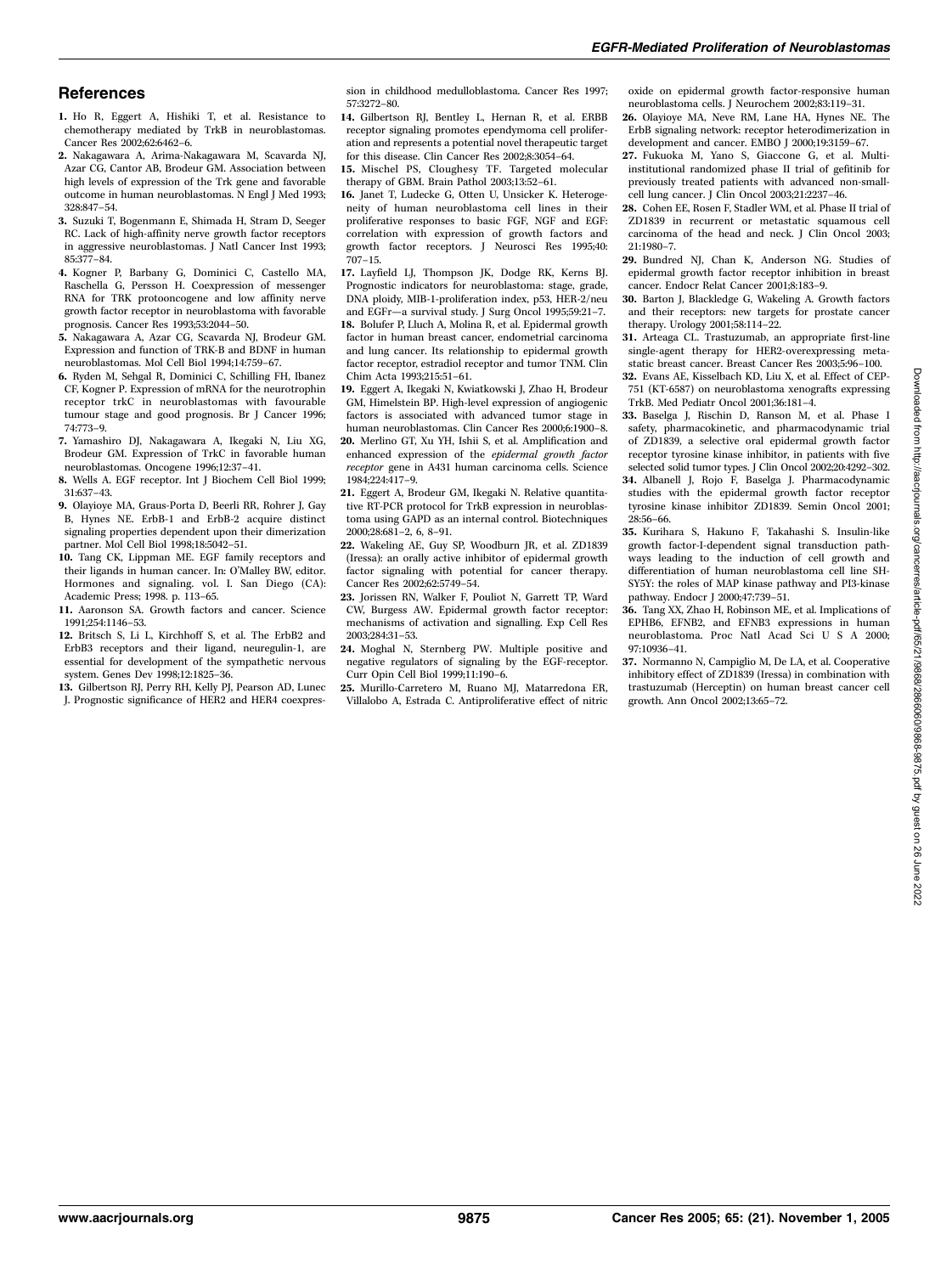## References

1. Ho R, Eggert A, Hishiki T, et al. Resistance to chemotherapy mediated by TrkB in neuroblastomas. Cancer Res 2002;62:6462–6.
2. Nakagawara A, Arima-Nakagawara M, Scavarda NJ, Azar CG, Cantor AB, Brodeur GM. Association between high levels of expression of the Trk gene and favorable outcome in human neuroblastomas. N Engl J Med 1993; 328:847–54.
3. Suzuki T, Bogenmann E, Shimada H, Stram D, Seeger RC. Lack of high-affinity nerve growth factor receptors in aggressive neuroblastomas. J Natl Cancer Inst 1993; 85:377–84.
4. Kogner P, Barbany G, Dominici C, Castello MA, Raschella G, Persson H. Coexpression of messenger RNA for TRK protooncogene and low affinity nerve growth factor receptor in neuroblastoma with favorable prognosis. Cancer Res 1993;53:2044–50.
5. Nakagawara A, Azar CG, Scavarda NJ, Brodeur GM. Expression and function of TRK-B and BDNF in human neuroblastomas. Mol Cell Biol 1994;14:759–67.
6. Ryden M, Sehgal R, Dominici C, Schilling FH, Ibanez CF, Kogner P. Expression of mRNA for the neurotrophin receptor trkC in neuroblastomas with favourable tumour stage and good prognosis. Br J Cancer 1996; 74:773–9.
7. Yamashiro DJ, Nakagawara A, Ikegaki N, Liu XG, Brodeur GM. Expression of TrkC in favorable human neuroblastomas. Oncogene 1996;12:37–41.
8. Wells A. EGF receptor. Int J Biochem Cell Biol 1999; 31:637–43.
9. Olayioye MA, Graus-Porta D, Beerli RR, Rohrer J, Gay B, Hynes NE. ErbB-1 and ErbB-2 acquire distinct signaling properties dependent upon their dimerization partner. Mol Cell Biol 1998;18:5042–51.
10. Tang CK, Lippman ME. EGF family receptors and their ligands in human cancer. In: O'Malley BW, editor. Hormones and signaling. vol. I. San Diego (CA): Academic Press; 1998. p. 113–65.
11. Aaronson SA. Growth factors and cancer. Science 1991;254:1146–53.
12. Britsch S, Li L, Kirchhoff S, et al. The ErbB2 and ErbB3 receptors and their ligand, neuregulin-1, are essential for development of the sympathetic nervous system. Genes Dev 1998;12:1825–36.
13. Gilbertson RJ, Perry RH, Kelly PJ, Pearson AD, Lunec J. Prognostic significance of HER2 and HER4 coexpression in childhood medulloblastoma. Cancer Res 1997; 57:3272–80.
14. Gilbertson RJ, Bentley L, Hernan R, et al. ERBB receptor signaling promotes ependymoma cell proliferation and represents a potential novel therapeutic target for this disease. Clin Cancer Res 2002;8:3054–64.
15. Mischel PS, Cloughesy TF. Targeted molecular therapy of GBM. Brain Pathol 2003;13:52–61.
16. Janet T, Ludecke G, Otten U, Unsicker K. Heterogeneity of human neuroblastoma cell lines in their proliferative responses to basic FGF, NGF and EGF: correlation with expression of growth factors and growth factor receptors. J Neurosci Res 1995;40: 707–15.
17. Layfield LJ, Thompson JK, Dodge RK, Kerns BJ. Prognostic indicators for neuroblastoma: stage, grade, DNA ploidy, MIB-1-proliferation index, p53, HER-2/neu and EGFr—a survival study. J Surg Oncol 1995;59:21–7.
18. Bolufer P, Lluch A, Molina R, et al. Epidermal growth factor in human breast cancer, endometrial carcinoma and lung cancer. Its relationship to epidermal growth factor receptor, estradiol receptor and tumor TNM. Clin Chim Acta 1993;215:51–61.
19. Eggert A, Ikegaki N, Kwiatkowski J, Zhao H, Brodeur GM, Himelstein BP. High-level expression of angiogenic factors is associated with advanced tumor stage in human neuroblastomas. Clin Cancer Res 2000;6:1900–8.
20. Merlino GT, Xu YH, Ishii S, et al. Amplification and enhanced expression of the *epidermal growth factor receptor* gene in A431 human carcinoma cells. Science 1984;224:417–9.
21. Eggert A, Brodeur GM, Ikegaki N. Relative quantitative RT-PCR protocol for TrkB expression in neuroblastoma using GAPD as an internal control. Biotechniques 2000;28:681–2, 6, 8–91.
22. Wakeling AE, Guy SP, Woodburn JR, et al. ZD1839 (Iressa): an orally active inhibitor of epidermal growth factor signaling with potential for cancer therapy. Cancer Res 2002;62:5749–54.
23. Jorissen RN, Walker F, Pouliot N, Garrett TP, Ward CW, Burgess AW. Epidermal growth factor receptor: mechanisms of activation and signalling. Exp Cell Res 2003;284:31–53.
24. Moghal N, Sternberg PW. Multiple positive and negative regulators of signaling by the EGF-receptor. Curr Opin Cell Biol 1999;11:190–6.
25. Murillo-Carretero M, Ruano MJ, Matarredona ER, Villalobo A, Estrada C. Antiproliferative effect of nitric oxide on epidermal growth factor-responsive human neuroblastoma cells. J Neurochem 2002;83:119–31.
26. Olayioye MA, Neve RM, Lane HA, Hynes NE. The ErbB signaling network: receptor heterodimerization in development and cancer. EMBO J 2000;19:3159–67.
27. Fukuoka M, Yano S, Giaccone G, et al. Multi-institutional randomized phase II trial of gefitinib for previously treated patients with advanced non-small-cell lung cancer. J Clin Oncol 2003;21:2237–46.
28. Cohen EE, Rosen F, Stadler WM, et al. Phase II trial of ZD1839 in recurrent or metastatic squamous cell carcinoma of the head and neck. J Clin Oncol 2003; 21:1980–7.
29. Bundred NJ, Chan K, Anderson NG. Studies of epidermal growth factor receptor inhibition in breast cancer. Endocr Relat Cancer 2001;8:183–9.
30. Barton J, Blackledge G, Wakeling A. Growth factors and their receptors: new targets for prostate cancer therapy. Urology 2001;58:114–22.
31. Arteaga CL. Trastuzumab, an appropriate first-line single-agent therapy for HER2-overexpressing metastatic breast cancer. Breast Cancer Res 2003;5:96–100.
32. Evans AE, Kisselbach KD, Liu X, et al. Effect of CEP-751 (KT-6587) on neuroblastoma xenografts expressing TrkB. Med Pediatr Oncol 2001;36:181–4.
33. Baselga J, Rischin D, Ranson M, et al. Phase I safety, pharmacokinetic, and pharmacodynamic trial of ZD1839, a selective oral epidermal growth factor receptor tyrosine kinase inhibitor, in patients with five selected solid tumor types. J Clin Oncol 2002;20:4292–302.
34. Albanell J, Rojo F, Baselga J. Pharmacodynamic studies with the epidermal growth factor receptor tyrosine kinase inhibitor ZD1839. Semin Oncol 2001; 28:56–66.
35. Kurihara S, Hakuno F, Takahashi S. Insulin-like growth factor-I-dependent signal transduction pathways leading to the induction of cell growth and differentiation of human neuroblastoma cell line SH-SY5Y: the roles of MAP kinase pathway and PI3-kinase pathway. Endocr J 2000;47:739–51.
36. Tang XX, Zhao H, Robinson ME, et al. Implications of EPHB6, EFNB2, and EFNB3 expressions in human neuroblastoma. Proc Natl Acad Sci U S A 2000; 97:10936–41.
37. Normanno N, Campiglio M, De LA, et al. Cooperative inhibitory effect of ZD1839 (Iressa) in combination with trastuzumab (Herceptin) on human breast cancer cell growth. Ann Oncol 2002;13:65–72.